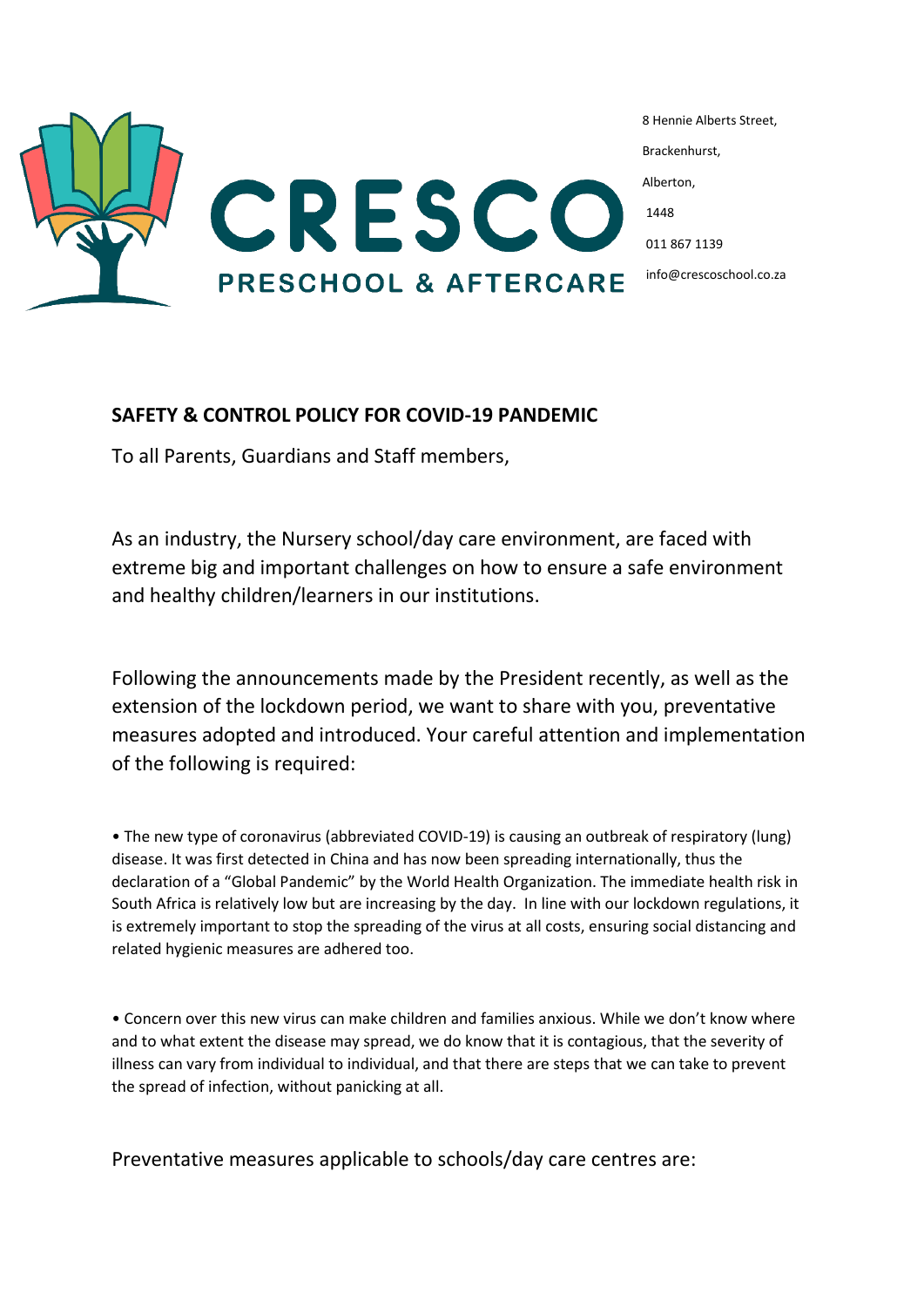CRESCO

PRESCHOOL & AFTERCARE

8 Hennie Alberts Street,

Brackenhurst,

Alberton,

1448

011 867 1139

info@crescoschool.co.za

**SAFETY & CONTROL POLICY FOR COVID-19 PANDEMIC**

To all Parents, Guardians and Staff members,

As an industry, the Nursery school/day care environment, are faced with extreme big and important challenges on how to ensure a safe environment and healthy children/learners in our institutions.

Following the announcements made by the President recently, as well as the extension of the lockdown period, we want to share with you, preventative measures adopted and introduced. Your careful attention and implementation of the following is required:

• The new type of coronavirus (abbreviated COVID-19) is causing an outbreak of respiratory (lung) disease. It was first detected in China and has now been spreading internationally, thus the declaration of a "Global Pandemic" by the World Health Organization. The immediate health risk in South Africa is relatively low but are increasing by the day. In line with our lockdown regulations, it is extremely important to stop the spreading of the virus at all costs, ensuring social distancing and related hygienic measures are adhered too.

• Concern over this new virus can make children and families anxious. While we don't know where and to what extent the disease may spread, we do know that it is contagious, that the severity of illness can vary from individual to individual, and that there are steps that we can take to prevent the spread of infection, without panicking at all.

Preventative measures applicable to schools/day care centres are: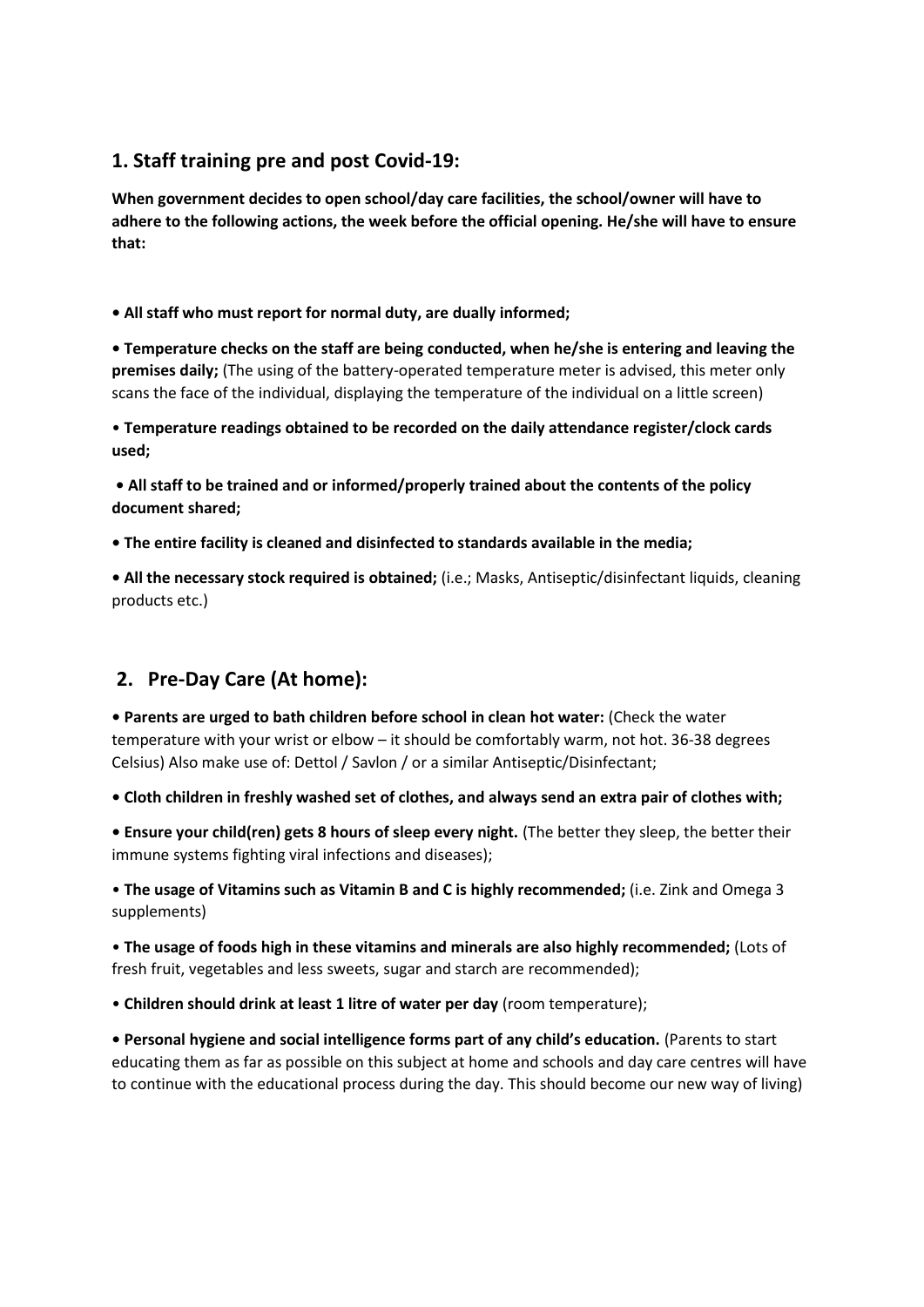## 1. Staff training pre and post Covid-19:

**When government decides to open school/day care facilities, the school/owner will have to adhere to the following actions, the week before the official opening. He/she will have to ensure that:**

- **All staff who must report for normal duty, are dually informed;**
- **Temperature checks on the staff are being conducted, when he/she is entering and leaving the premises daily;** (The using of the battery-operated temperature meter is advised, this meter only scans the face of the individual, displaying the temperature of the individual on a little screen)
- **Temperature readings obtained to be recorded on the daily attendance register/clock cards used;**
- **All staff to be trained and or informed/properly trained about the contents of the policy document shared;**
- **The entire facility is cleaned and disinfected to standards available in the media;**
- **All the necessary stock required is obtained;** (i.e.; Masks, Antiseptic/disinfectant liquids, cleaning products etc.)

## 2. Pre-Day Care (At home):

- **Parents are urged to bath children before school in clean hot water:** (Check the water temperature with your wrist or elbow – it should be comfortably warm, not hot. 36-38 degrees Celsius) Also make use of: Dettol / Savlon / or a similar Antiseptic/Disinfectant;
- **Cloth children in freshly washed set of clothes, and always send an extra pair of clothes with;**
- **Ensure your child(ren) gets 8 hours of sleep every night.** (The better they sleep, the better their immune systems fighting viral infections and diseases);
- **The usage of Vitamins such as Vitamin B and C is highly recommended;** (i.e. Zink and Omega 3 supplements)
- **The usage of foods high in these vitamins and minerals are also highly recommended;** (Lots of fresh fruit, vegetables and less sweets, sugar and starch are recommended);
- **Children should drink at least 1 litre of water per day** (room temperature);
- **Personal hygiene and social intelligence forms part of any child's education.** (Parents to start educating them as far as possible on this subject at home and schools and day care centres will have to continue with the educational process during the day. This should become our new way of living)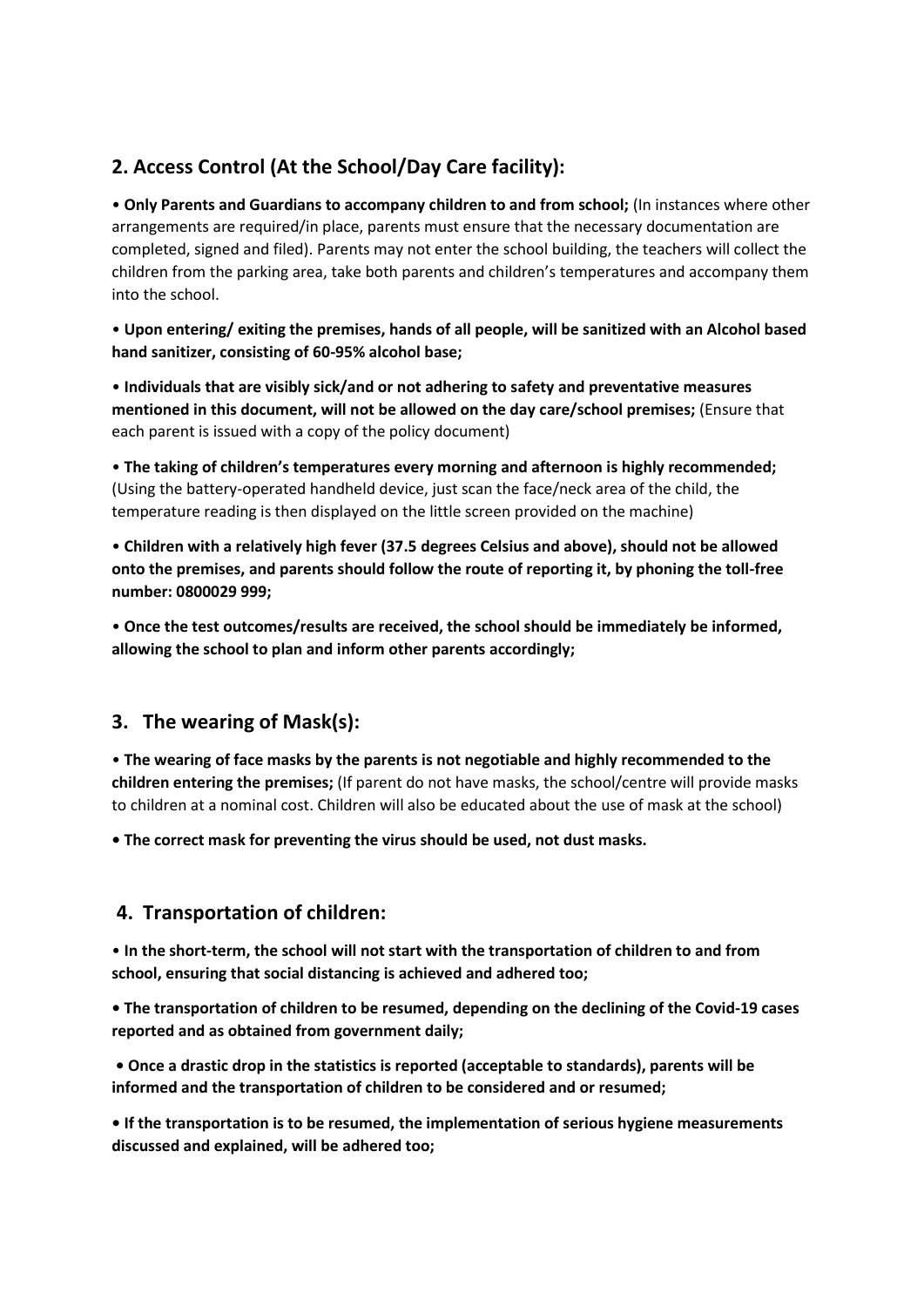## 2. Access Control (At the School/Day Care facility):

• **Only Parents and Guardians to accompany children to and from school;** (In instances where other arrangements are required/in place, parents must ensure that the necessary documentation are completed, signed and filed). Parents may not enter the school building, the teachers will collect the children from the parking area, take both parents and children's temperatures and accompany them into the school.

• **Upon entering/ exiting the premises, hands of all people, will be sanitized with an Alcohol based hand sanitizer, consisting of 60-95% alcohol base;**

• **Individuals that are visibly sick/and or not adhering to safety and preventative measures mentioned in this document, will not be allowed on the day care/school premises;** (Ensure that each parent is issued with a copy of the policy document)

• **The taking of children's temperatures every morning and afternoon is highly recommended;** (Using the battery-operated handheld device, just scan the face/neck area of the child, the temperature reading is then displayed on the little screen provided on the machine)

• **Children with a relatively high fever (37.5 degrees Celsius and above), should not be allowed onto the premises, and parents should follow the route of reporting it, by phoning the toll-free number: 0800029 999;**

• **Once the test outcomes/results are received, the school should be immediately be informed, allowing the school to plan and inform other parents accordingly;**

## 3. The wearing of Mask(s):

• **The wearing of face masks by the parents is not negotiable and highly recommended to the children entering the premises;** (If parent do not have masks, the school/centre will provide masks to children at a nominal cost. Children will also be educated about the use of mask at the school)

**• The correct mask for preventing the virus should be used, not dust masks.**

## 4. Transportation of children:

• **In the short-term, the school will not start with the transportation of children to and from school, ensuring that social distancing is achieved and adhered too;**

**• The transportation of children to be resumed, depending on the declining of the Covid-19 cases reported and as obtained from government daily;**

**• Once a drastic drop in the statistics is reported (acceptable to standards), parents will be informed and the transportation of children to be considered and or resumed;**

**• If the transportation is to be resumed, the implementation of serious hygiene measurements discussed and explained, will be adhered too;**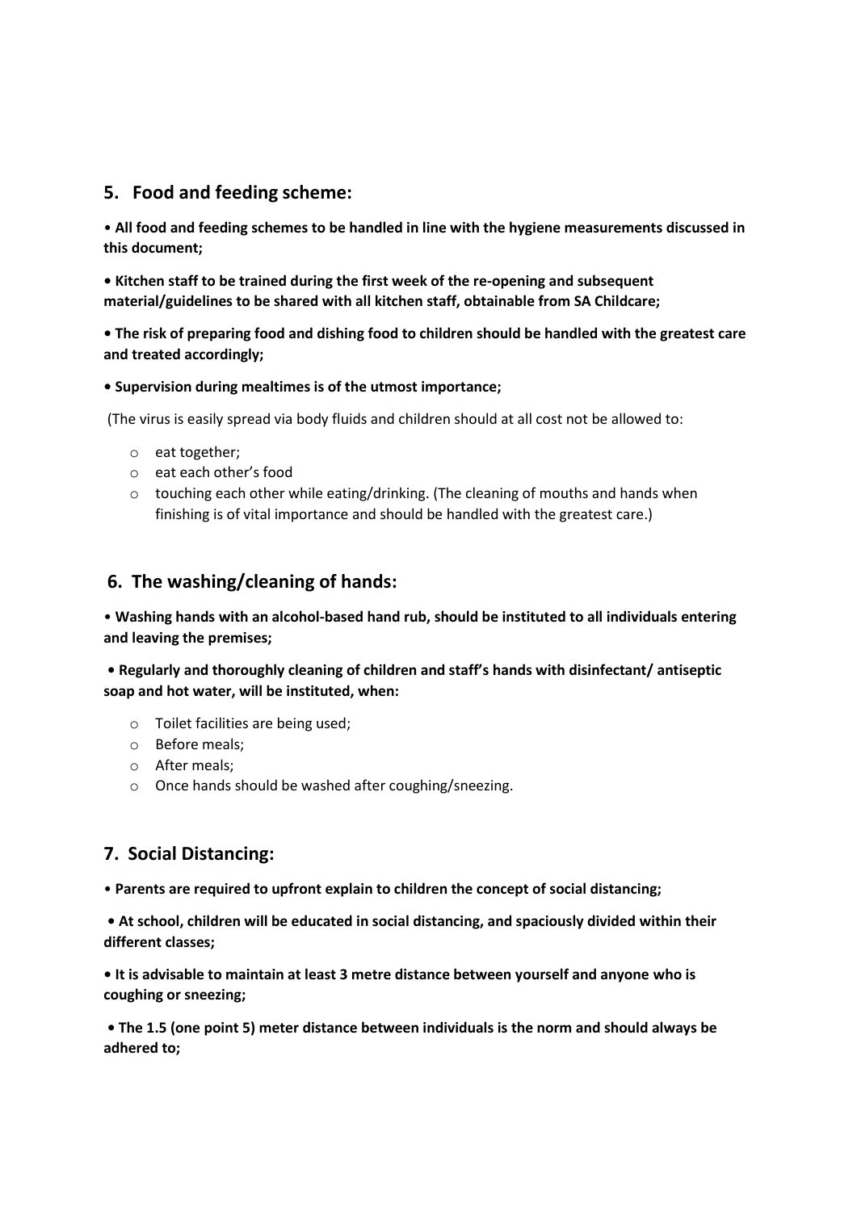## 5. Food and feeding scheme:

**• All food and feeding schemes to be handled in line with the hygiene measurements discussed in this document;**

**• Kitchen staff to be trained during the first week of the re-opening and subsequent material/guidelines to be shared with all kitchen staff, obtainable from SA Childcare;**

**• The risk of preparing food and dishing food to children should be handled with the greatest care and treated accordingly;**

**• Supervision during mealtimes is of the utmost importance;**

(The virus is easily spread via body fluids and children should at all cost not be allowed to:

- eat together;
- eat each other's food
- touching each other while eating/drinking. (The cleaning of mouths and hands when finishing is of vital importance and should be handled with the greatest care.)

## 6. The washing/cleaning of hands:

**• Washing hands with an alcohol-based hand rub, should be instituted to all individuals entering and leaving the premises;**

**• Regularly and thoroughly cleaning of children and staff's hands with disinfectant/ antiseptic soap and hot water, will be instituted, when:**

- Toilet facilities are being used;
- Before meals;
- After meals;
- Once hands should be washed after coughing/sneezing.

## 7. Social Distancing:

**• Parents are required to upfront explain to children the concept of social distancing;**

**• At school, children will be educated in social distancing, and spaciously divided within their different classes;**

**• It is advisable to maintain at least 3 metre distance between yourself and anyone who is coughing or sneezing;**

**• The 1.5 (one point 5) meter distance between individuals is the norm and should always be adhered to;**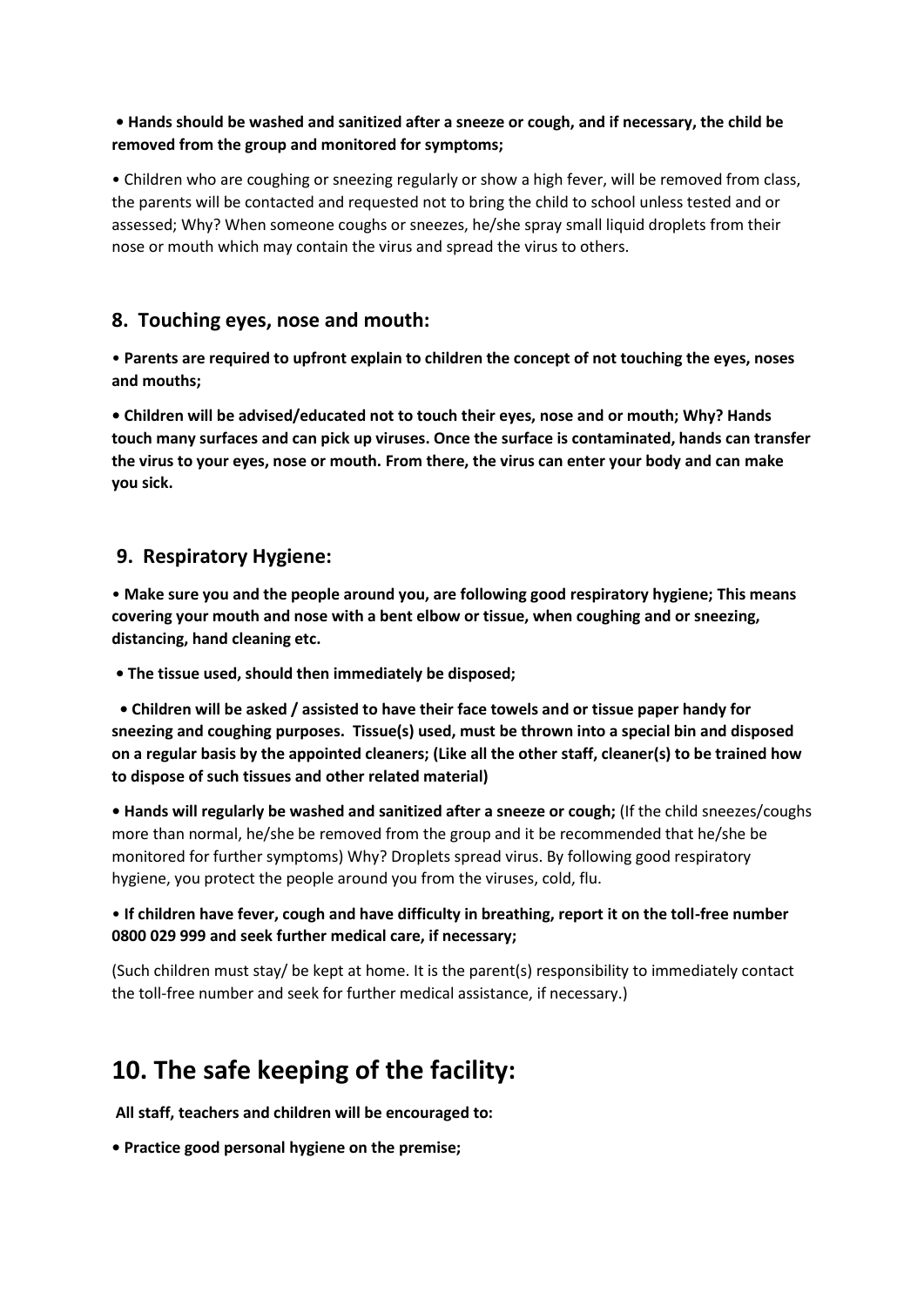**• Hands should be washed and sanitized after a sneeze or cough, and if necessary, the child be removed from the group and monitored for symptoms;**

• Children who are coughing or sneezing regularly or show a high fever, will be removed from class, the parents will be contacted and requested not to bring the child to school unless tested and or assessed; Why? When someone coughs or sneezes, he/she spray small liquid droplets from their nose or mouth which may contain the virus and spread the virus to others.

## 8. Touching eyes, nose and mouth:

**• Parents are required to upfront explain to children the concept of not touching the eyes, noses and mouths;**

**• Children will be advised/educated not to touch their eyes, nose and or mouth; Why? Hands touch many surfaces and can pick up viruses. Once the surface is contaminated, hands can transfer the virus to your eyes, nose or mouth. From there, the virus can enter your body and can make you sick.**

## 9. Respiratory Hygiene:

**• Make sure you and the people around you, are following good respiratory hygiene; This means covering your mouth and nose with a bent elbow or tissue, when coughing and or sneezing, distancing, hand cleaning etc.**

**• The tissue used, should then immediately be disposed;**

**• Children will be asked / assisted to have their face towels and or tissue paper handy for sneezing and coughing purposes. Tissue(s) used, must be thrown into a special bin and disposed on a regular basis by the appointed cleaners; (Like all the other staff, cleaner(s) to be trained how to dispose of such tissues and other related material)**

**• Hands will regularly be washed and sanitized after a sneeze or cough;** (If the child sneezes/coughs more than normal, he/she be removed from the group and it be recommended that he/she be monitored for further symptoms) Why? Droplets spread virus. By following good respiratory hygiene, you protect the people around you from the viruses, cold, flu.

**• If children have fever, cough and have difficulty in breathing, report it on the toll-free number 0800 029 999 and seek further medical care, if necessary;**

(Such children must stay/ be kept at home. It is the parent(s) responsibility to immediately contact the toll-free number and seek for further medical assistance, if necessary.)

# 10. The safe keeping of the facility:

**All staff, teachers and children will be encouraged to:**

**• Practice good personal hygiene on the premise;**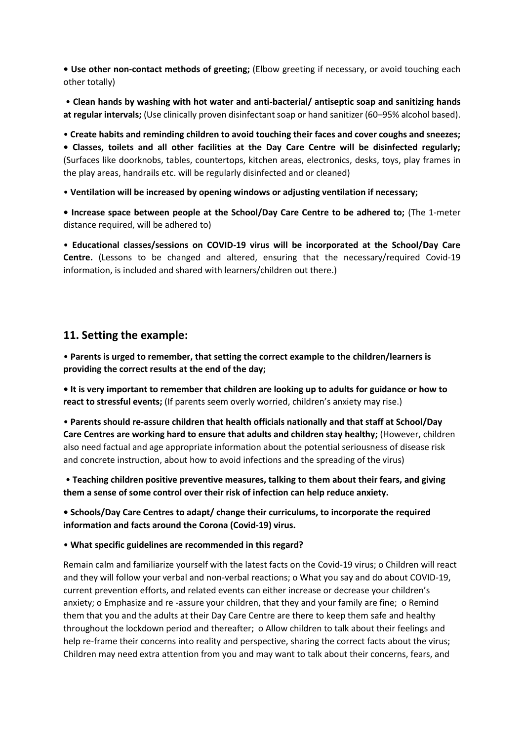• **Use other non-contact methods of greeting;** (Elbow greeting if necessary, or avoid touching each other totally)

• **Clean hands by washing with hot water and anti-bacterial/ antiseptic soap and sanitizing hands at regular intervals;** (Use clinically proven disinfectant soap or hand sanitizer (60–95% alcohol based).

• **Create habits and reminding children to avoid touching their faces and cover coughs and sneezes;**

• **Classes, toilets and all other facilities at the Day Care Centre will be disinfected regularly;** (Surfaces like doorknobs, tables, countertops, kitchen areas, electronics, desks, toys, play frames in the play areas, handrails etc. will be regularly disinfected and or cleaned)

• **Ventilation will be increased by opening windows or adjusting ventilation if necessary;**

• **Increase space between people at the School/Day Care Centre to be adhered to;** (The 1-meter distance required, will be adhered to)

• **Educational classes/sessions on COVID-19 virus will be incorporated at the School/Day Care Centre.** (Lessons to be changed and altered, ensuring that the necessary/required Covid-19 information, is included and shared with learners/children out there.)

## 11. Setting the example:

• **Parents is urged to remember, that setting the correct example to the children/learners is providing the correct results at the end of the day;**

• **It is very important to remember that children are looking up to adults for guidance or how to react to stressful events;** (If parents seem overly worried, children's anxiety may rise.)

• **Parents should re-assure children that health officials nationally and that staff at School/Day Care Centres are working hard to ensure that adults and children stay healthy;** (However, children also need factual and age appropriate information about the potential seriousness of disease risk and concrete instruction, about how to avoid infections and the spreading of the virus)

• **Teaching children positive preventive measures, talking to them about their fears, and giving them a sense of some control over their risk of infection can help reduce anxiety.**

• **Schools/Day Care Centres to adapt/ change their curriculums, to incorporate the required information and facts around the Corona (Covid-19) virus.**

• **What specific guidelines are recommended in this regard?**

Remain calm and familiarize yourself with the latest facts on the Covid-19 virus; o Children will react and they will follow your verbal and non-verbal reactions; o What you say and do about COVID-19, current prevention efforts, and related events can either increase or decrease your children's anxiety; o Emphasize and re -assure your children, that they and your family are fine; o Remind them that you and the adults at their Day Care Centre are there to keep them safe and healthy throughout the lockdown period and thereafter; o Allow children to talk about their feelings and help re-frame their concerns into reality and perspective, sharing the correct facts about the virus; Children may need extra attention from you and may want to talk about their concerns, fears, and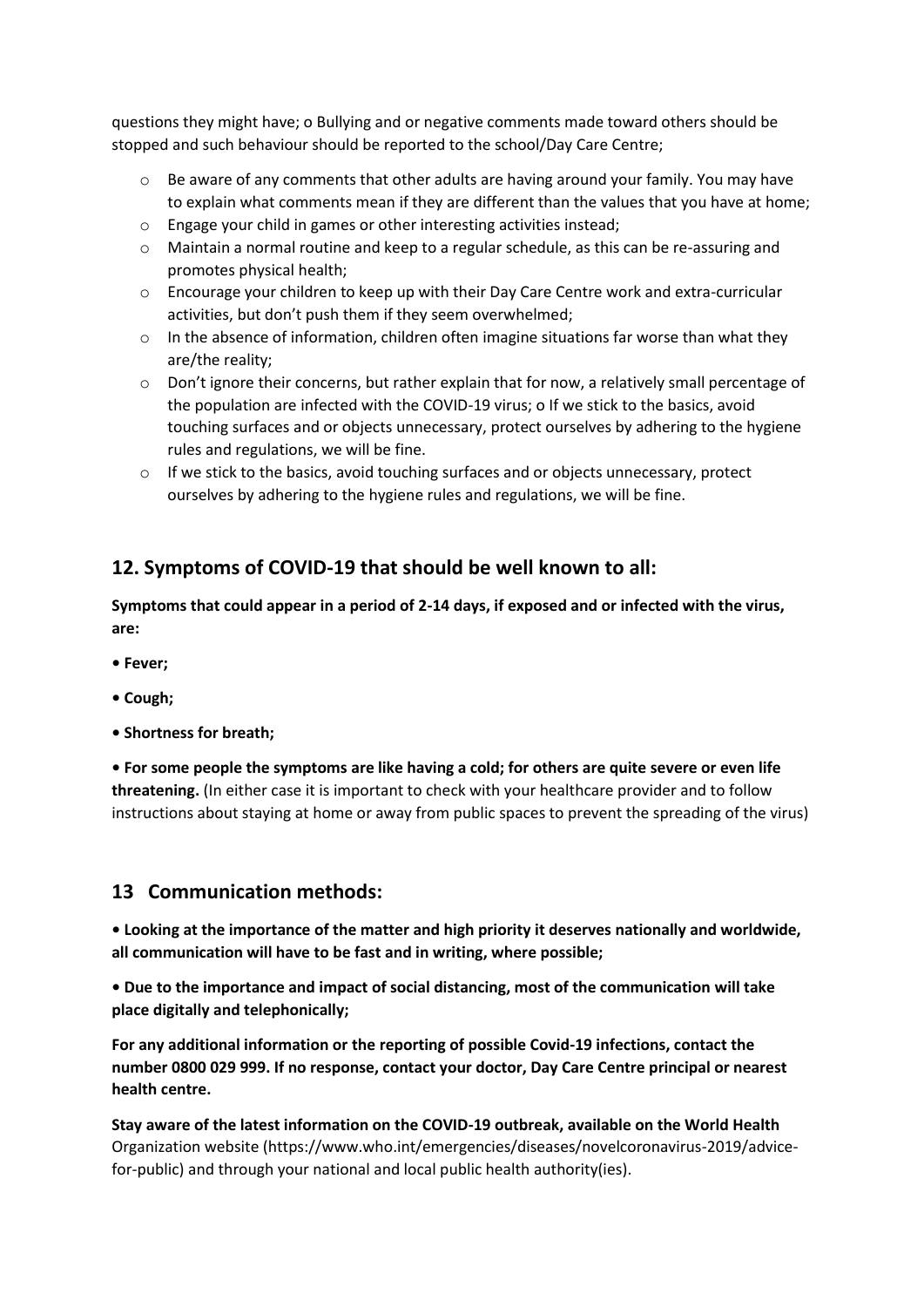questions they might have; o Bullying and or negative comments made toward others should be stopped and such behaviour should be reported to the school/Day Care Centre;

- Be aware of any comments that other adults are having around your family. You may have to explain what comments mean if they are different than the values that you have at home;
- Engage your child in games or other interesting activities instead;
- Maintain a normal routine and keep to a regular schedule, as this can be re-assuring and promotes physical health;
- Encourage your children to keep up with their Day Care Centre work and extra-curricular activities, but don't push them if they seem overwhelmed;
- In the absence of information, children often imagine situations far worse than what they are/the reality;
- Don't ignore their concerns, but rather explain that for now, a relatively small percentage of the population are infected with the COVID-19 virus; o If we stick to the basics, avoid touching surfaces and or objects unnecessary, protect ourselves by adhering to the hygiene rules and regulations, we will be fine.
- If we stick to the basics, avoid touching surfaces and or objects unnecessary, protect ourselves by adhering to the hygiene rules and regulations, we will be fine.

## 12. Symptoms of COVID-19 that should be well known to all:

**Symptoms that could appear in a period of 2-14 days, if exposed and or infected with the virus, are:**

- **Fever;**
- **Cough;**
- **Shortness for breath;**
- **For some people the symptoms are like having a cold; for others are quite severe or even life threatening.** (In either case it is important to check with your healthcare provider and to follow instructions about staying at home or away from public spaces to prevent the spreading of the virus)

## 13 Communication methods:

- **Looking at the importance of the matter and high priority it deserves nationally and worldwide, all communication will have to be fast and in writing, where possible;**
- **Due to the importance and impact of social distancing, most of the communication will take place digitally and telephonically;**

**For any additional information or the reporting of possible Covid-19 infections, contact the number 0800 029 999. If no response, contact your doctor, Day Care Centre principal or nearest health centre.**

**Stay aware of the latest information on the COVID-19 outbreak, available on the World Health** Organization website (https://www.who.int/emergencies/diseases/novelcoronavirus-2019/advice-for-public) and through your national and local public health authority(ies).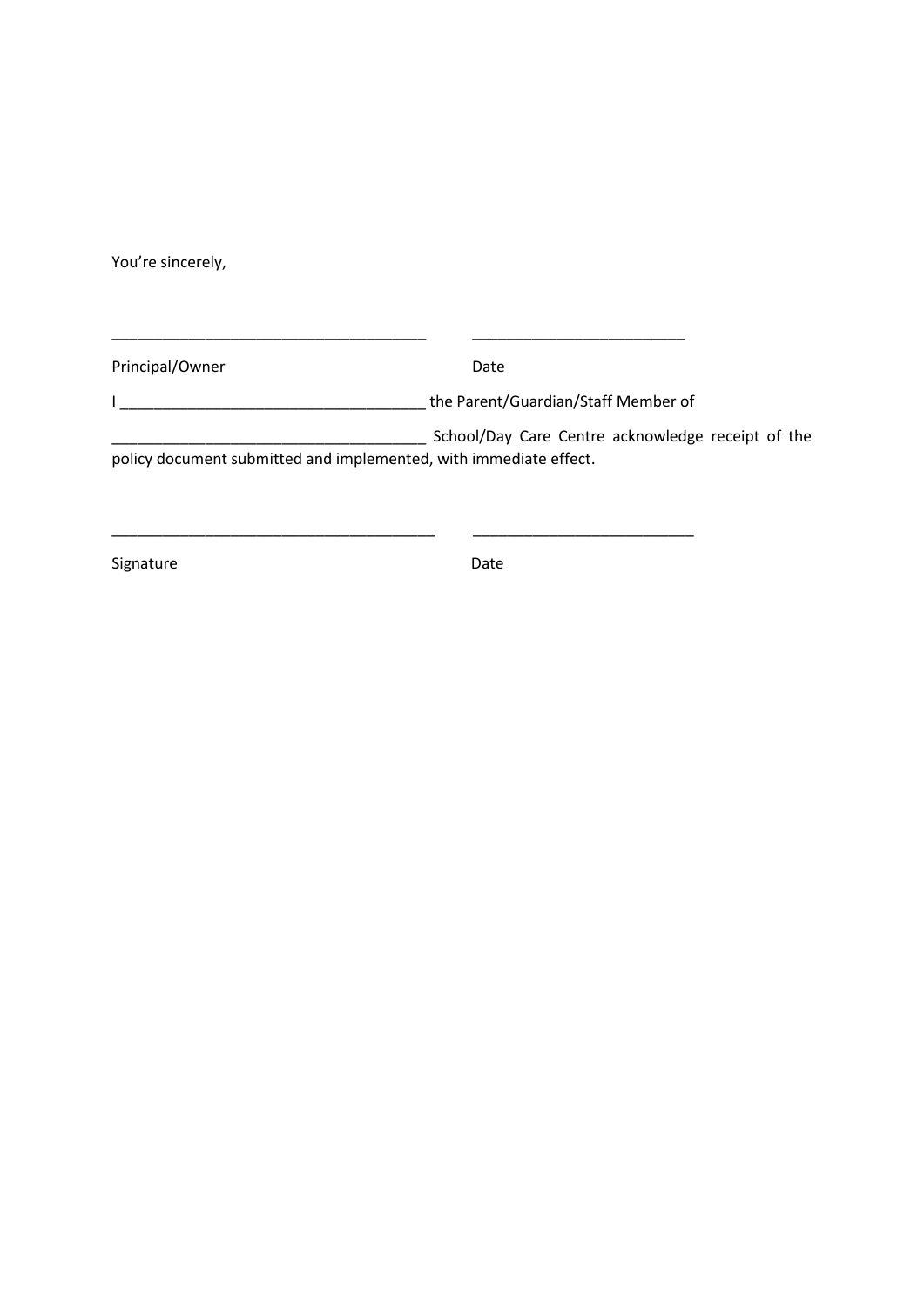You’re sincerely,

_____________________________________ _________________________

Principal/Owner Date

I ____________________________________ the Parent/Guardian/Staff Member of

_____________________________________ School/Day Care Centre acknowledge receipt of the policy document submitted and implemented, with immediate effect.

______________________________________ __________________________

Signature Date